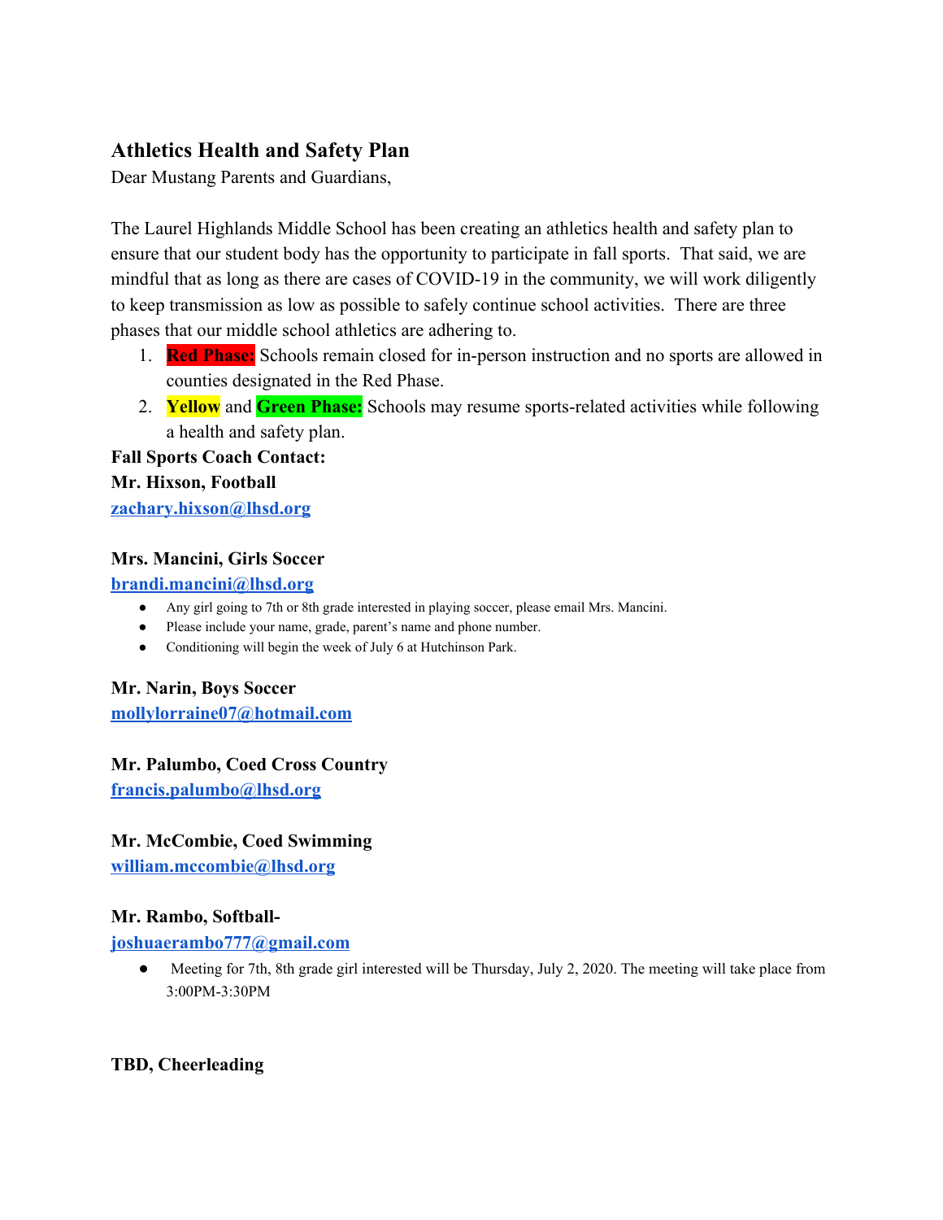## Athletics Health and Safety Plan

Dear Mustang Parents and Guardians,

The Laurel Highlands Middle School has been creating an athletics health and safety plan to ensure that our student body has the opportunity to participate in fall sports. That said, we are mindful that as long as there are cases of COVID-19 in the community, we will work diligently to keep transmission as low as possible to safely continue school activities. There are three phases that our middle school athletics are adhering to.

1. **Red Phase:** Schools remain closed for in-person instruction and no sports are allowed in counties designated in the Red Phase.
2. **Yellow** and **Green Phase:** Schools may resume sports-related activities while following a health and safety plan.

**Fall Sports Coach Contact:**

**Mr. Hixson, Football**
**zachary.hixson@lhsd.org**

**Mrs. Mancini, Girls Soccer**
**brandi.mancini@lhsd.org**

- Any girl going to 7th or 8th grade interested in playing soccer, please email Mrs. Mancini.
- Please include your name, grade, parent's name and phone number.
- Conditioning will begin the week of July 6 at Hutchinson Park.

**Mr. Narin, Boys Soccer**
**mollylorraine07@hotmail.com**

**Mr. Palumbo, Coed Cross Country**
**francis.palumbo@lhsd.org**

**Mr. McCombie, Coed Swimming**
**william.mccombie@lhsd.org**

**Mr. Rambo, Softball-**
**joshuaerambo777@gmail.com**

- Meeting for 7th, 8th grade girl interested will be Thursday, July 2, 2020. The meeting will take place from 3:00PM-3:30PM

**TBD, Cheerleading**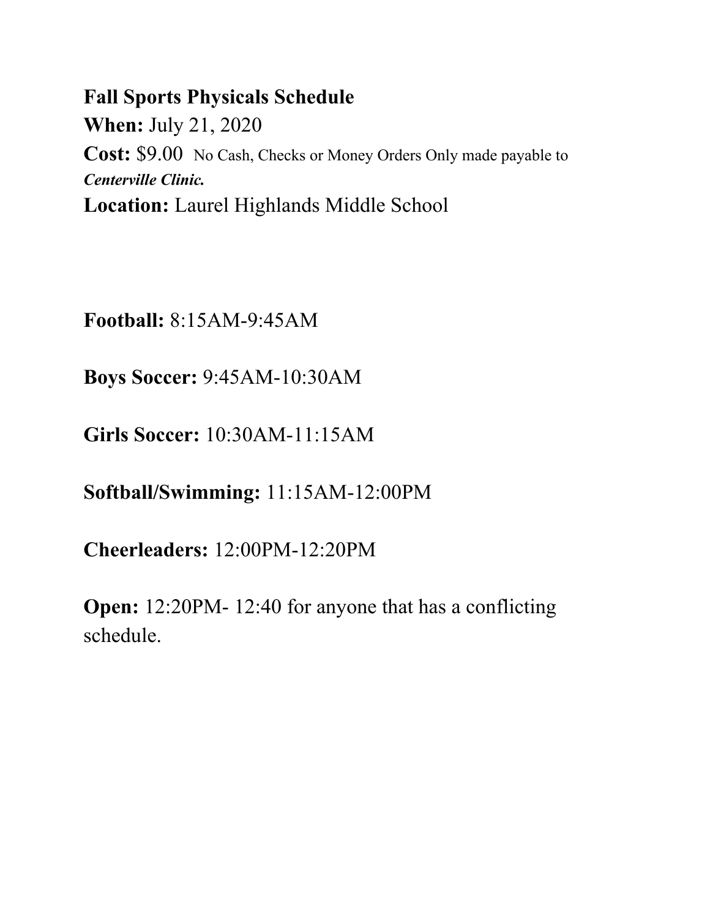**Fall Sports Physicals Schedule**

**When:** July 21, 2020

**Cost:** $9.00 No Cash, Checks or Money Orders Only made payable to ***Centerville Clinic.***

**Location:** Laurel Highlands Middle School

**Football:** 8:15AM-9:45AM

**Boys Soccer:** 9:45AM-10:30AM

**Girls Soccer:** 10:30AM-11:15AM

**Softball/Swimming:** 11:15AM-12:00PM

**Cheerleaders:** 12:00PM-12:20PM

**Open:** 12:20PM- 12:40 for anyone that has a conflicting schedule.